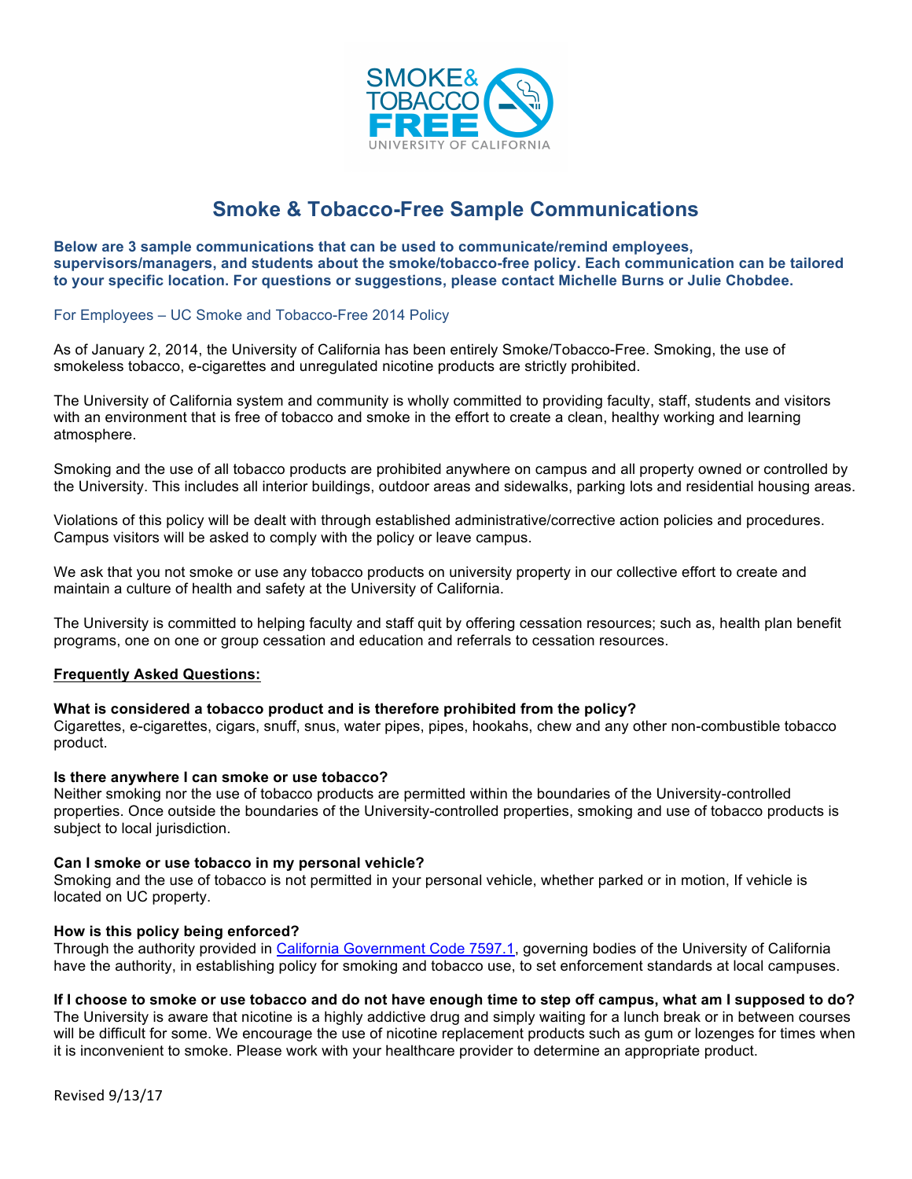# Smoke & Tobacco-Free Sample Communications

**Below are 3 sample communications that can be used to communicate/remind employees, supervisors/managers, and students about the smoke/tobacco-free policy. Each communication can be tailored to your specific location. For questions or suggestions, please contact Michelle Burns or Julie Chobdee.**

## For Employees – UC Smoke and Tobacco-Free 2014 Policy

As of January 2, 2014, the University of California has been entirely Smoke/Tobacco-Free. Smoking, the use of smokeless tobacco, e-cigarettes and unregulated nicotine products are strictly prohibited.

The University of California system and community is wholly committed to providing faculty, staff, students and visitors with an environment that is free of tobacco and smoke in the effort to create a clean, healthy working and learning atmosphere.

Smoking and the use of all tobacco products are prohibited anywhere on campus and all property owned or controlled by the University. This includes all interior buildings, outdoor areas and sidewalks, parking lots and residential housing areas.

Violations of this policy will be dealt with through established administrative/corrective action policies and procedures. Campus visitors will be asked to comply with the policy or leave campus.

We ask that you not smoke or use any tobacco products on university property in our collective effort to create and maintain a culture of health and safety at the University of California.

The University is committed to helping faculty and staff quit by offering cessation resources; such as, health plan benefit programs, one on one or group cessation and education and referrals to cessation resources.

### Frequently Asked Questions:

**What is considered a tobacco product and is therefore prohibited from the policy?**
Cigarettes, e-cigarettes, cigars, snuff, snus, water pipes, pipes, hookahs, chew and any other non-combustible tobacco product.

**Is there anywhere I can smoke or use tobacco?**
Neither smoking nor the use of tobacco products are permitted within the boundaries of the University-controlled properties. Once outside the boundaries of the University-controlled properties, smoking and use of tobacco products is subject to local jurisdiction.

**Can I smoke or use tobacco in my personal vehicle?**
Smoking and the use of tobacco is not permitted in your personal vehicle, whether parked or in motion, If vehicle is located on UC property.

**How is this policy being enforced?**
Through the authority provided in California Government Code 7597.1, governing bodies of the University of California have the authority, in establishing policy for smoking and tobacco use, to set enforcement standards at local campuses.

**If I choose to smoke or use tobacco and do not have enough time to step off campus, what am I supposed to do?**
The University is aware that nicotine is a highly addictive drug and simply waiting for a lunch break or in between courses will be difficult for some. We encourage the use of nicotine replacement products such as gum or lozenges for times when it is inconvenient to smoke. Please work with your healthcare provider to determine an appropriate product.

Revised 9/13/17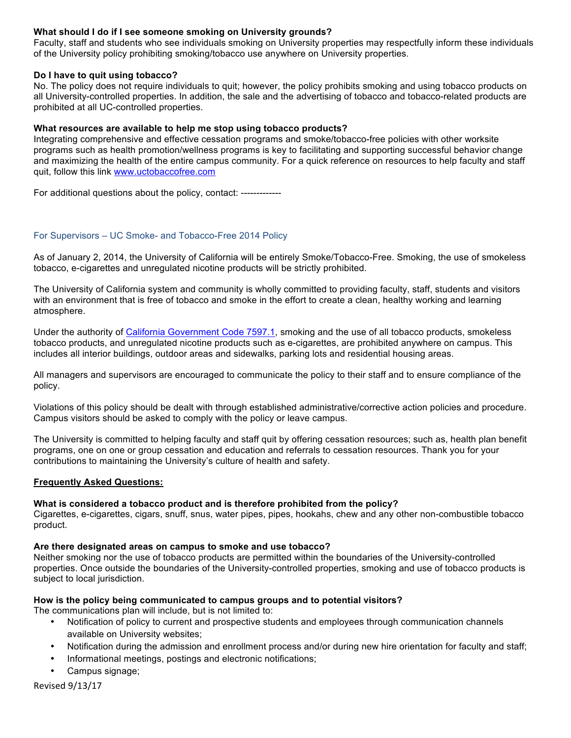**What should I do if I see someone smoking on University grounds?**
Faculty, staff and students who see individuals smoking on University properties may respectfully inform these individuals of the University policy prohibiting smoking/tobacco use anywhere on University properties.

**Do I have to quit using tobacco?**
No. The policy does not require individuals to quit; however, the policy prohibits smoking and using tobacco products on all University-controlled properties. In addition, the sale and the advertising of tobacco and tobacco-related products are prohibited at all UC-controlled properties.

**What resources are available to help me stop using tobacco products?**
Integrating comprehensive and effective cessation programs and smoke/tobacco-free policies with other worksite programs such as health promotion/wellness programs is key to facilitating and supporting successful behavior change and maximizing the health of the entire campus community. For a quick reference on resources to help faculty and staff quit, follow this link [www.uctobaccofree.com](www.uctobaccofree.com)

For additional questions about the policy, contact: -------------

## For Supervisors – UC Smoke- and Tobacco-Free 2014 Policy

As of January 2, 2014, the University of California will be entirely Smoke/Tobacco-Free. Smoking, the use of smokeless tobacco, e-cigarettes and unregulated nicotine products will be strictly prohibited.

The University of California system and community is wholly committed to providing faculty, staff, students and visitors with an environment that is free of tobacco and smoke in the effort to create a clean, healthy working and learning atmosphere.

Under the authority of California Government Code 7597.1, smoking and the use of all tobacco products, smokeless tobacco products, and unregulated nicotine products such as e-cigarettes, are prohibited anywhere on campus. This includes all interior buildings, outdoor areas and sidewalks, parking lots and residential housing areas.

All managers and supervisors are encouraged to communicate the policy to their staff and to ensure compliance of the policy.

Violations of this policy should be dealt with through established administrative/corrective action policies and procedure. Campus visitors should be asked to comply with the policy or leave campus.

The University is committed to helping faculty and staff quit by offering cessation resources; such as, health plan benefit programs, one on one or group cessation and education and referrals to cessation resources. Thank you for your contributions to maintaining the University's culture of health and safety.

**Frequently Asked Questions:**

**What is considered a tobacco product and is therefore prohibited from the policy?**
Cigarettes, e-cigarettes, cigars, snuff, snus, water pipes, pipes, hookahs, chew and any other non-combustible tobacco product.

**Are there designated areas on campus to smoke and use tobacco?**
Neither smoking nor the use of tobacco products are permitted within the boundaries of the University-controlled properties. Once outside the boundaries of the University-controlled properties, smoking and use of tobacco products is subject to local jurisdiction.

**How is the policy being communicated to campus groups and to potential visitors?**
The communications plan will include, but is not limited to:

- Notification of policy to current and prospective students and employees through communication channels available on University websites;
- Notification during the admission and enrollment process and/or during new hire orientation for faculty and staff;
- Informational meetings, postings and electronic notifications;
- Campus signage;

Revised 9/13/17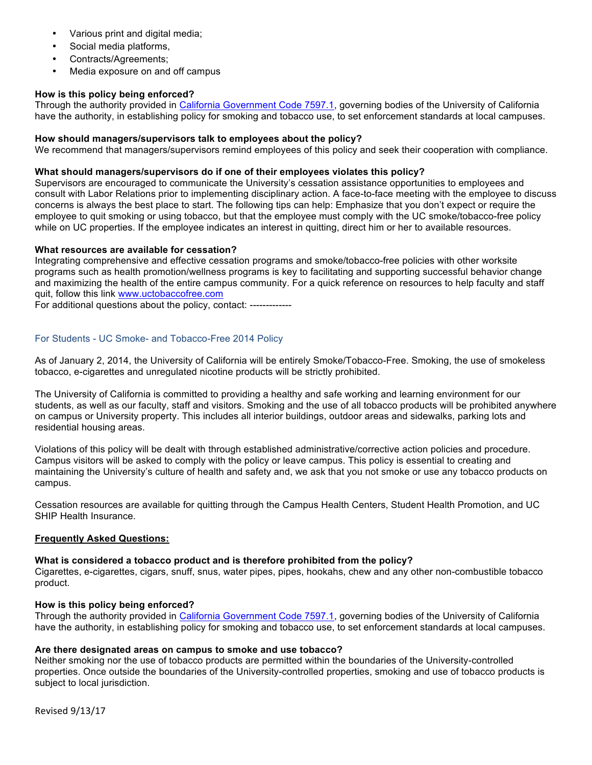- Various print and digital media;
- Social media platforms,
- Contracts/Agreements;
- Media exposure on and off campus

**How is this policy being enforced?**
Through the authority provided in [California Government Code 7597.1](), governing bodies of the University of California have the authority, in establishing policy for smoking and tobacco use, to set enforcement standards at local campuses.

**How should managers/supervisors talk to employees about the policy?**
We recommend that managers/supervisors remind employees of this policy and seek their cooperation with compliance.

**What should managers/supervisors do if one of their employees violates this policy?**
Supervisors are encouraged to communicate the University's cessation assistance opportunities to employees and consult with Labor Relations prior to implementing disciplinary action. A face-to-face meeting with the employee to discuss concerns is always the best place to start. The following tips can help: Emphasize that you don't expect or require the employee to quit smoking or using tobacco, but that the employee must comply with the UC smoke/tobacco-free policy while on UC properties. If the employee indicates an interest in quitting, direct him or her to available resources.

**What resources are available for cessation?**
Integrating comprehensive and effective cessation programs and smoke/tobacco-free policies with other worksite programs such as health promotion/wellness programs is key to facilitating and supporting successful behavior change and maximizing the health of the entire campus community. For a quick reference on resources to help faculty and staff quit, follow this link [www.uctobaccofree.com]()
For additional questions about the policy, contact: -------------

## For Students - UC Smoke- and Tobacco-Free 2014 Policy

As of January 2, 2014, the University of California will be entirely Smoke/Tobacco-Free. Smoking, the use of smokeless tobacco, e-cigarettes and unregulated nicotine products will be strictly prohibited.

The University of California is committed to providing a healthy and safe working and learning environment for our students, as well as our faculty, staff and visitors. Smoking and the use of all tobacco products will be prohibited anywhere on campus or University property. This includes all interior buildings, outdoor areas and sidewalks, parking lots and residential housing areas.

Violations of this policy will be dealt with through established administrative/corrective action policies and procedure. Campus visitors will be asked to comply with the policy or leave campus. This policy is essential to creating and maintaining the University's culture of health and safety and, we ask that you not smoke or use any tobacco products on campus.

Cessation resources are available for quitting through the Campus Health Centers, Student Health Promotion, and UC SHIP Health Insurance.

**<u>Frequently Asked Questions:</u>**

**What is considered a tobacco product and is therefore prohibited from the policy?**
Cigarettes, e-cigarettes, cigars, snuff, snus, water pipes, pipes, hookahs, chew and any other non-combustible tobacco product.

**How is this policy being enforced?**
Through the authority provided in [California Government Code 7597.1](), governing bodies of the University of California have the authority, in establishing policy for smoking and tobacco use, to set enforcement standards at local campuses.

**Are there designated areas on campus to smoke and use tobacco?**
Neither smoking nor the use of tobacco products are permitted within the boundaries of the University-controlled properties. Once outside the boundaries of the University-controlled properties, smoking and use of tobacco products is subject to local jurisdiction.

Revised 9/13/17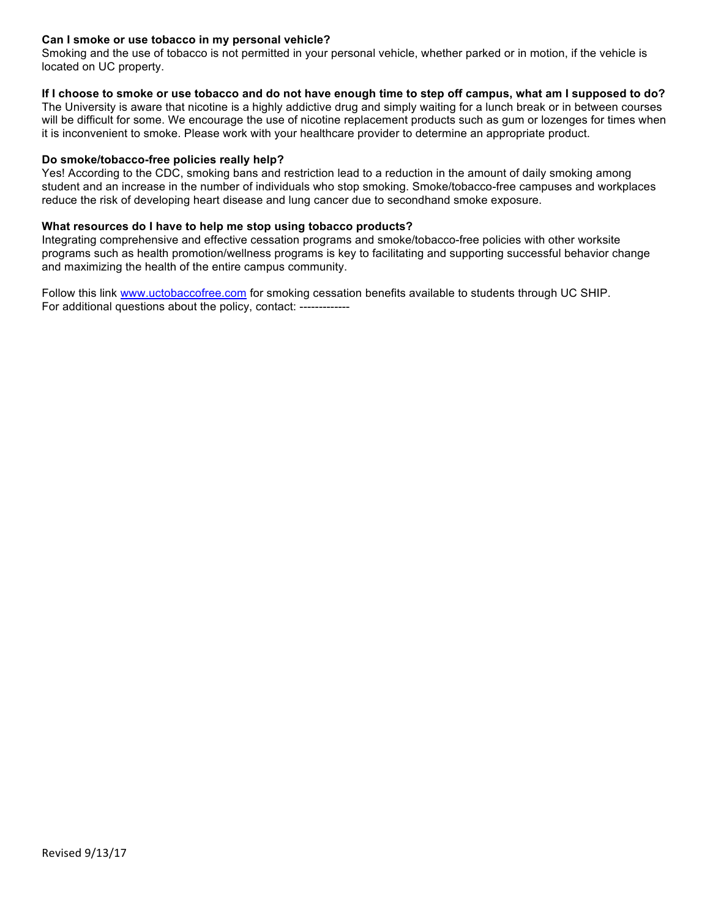**Can I smoke or use tobacco in my personal vehicle?**
Smoking and the use of tobacco is not permitted in your personal vehicle, whether parked or in motion, if the vehicle is located on UC property.

**If I choose to smoke or use tobacco and do not have enough time to step off campus, what am I supposed to do?**
The University is aware that nicotine is a highly addictive drug and simply waiting for a lunch break or in between courses will be difficult for some. We encourage the use of nicotine replacement products such as gum or lozenges for times when it is inconvenient to smoke. Please work with your healthcare provider to determine an appropriate product.

**Do smoke/tobacco-free policies really help?**
Yes! According to the CDC, smoking bans and restriction lead to a reduction in the amount of daily smoking among student and an increase in the number of individuals who stop smoking. Smoke/tobacco-free campuses and workplaces reduce the risk of developing heart disease and lung cancer due to secondhand smoke exposure.

**What resources do I have to help me stop using tobacco products?**
Integrating comprehensive and effective cessation programs and smoke/tobacco-free policies with other worksite programs such as health promotion/wellness programs is key to facilitating and supporting successful behavior change and maximizing the health of the entire campus community.

Follow this link [www.uctobaccofree.com](http://www.uctobaccofree.com) for smoking cessation benefits available to students through UC SHIP.
For additional questions about the policy, contact: -------------

Revised 9/13/17